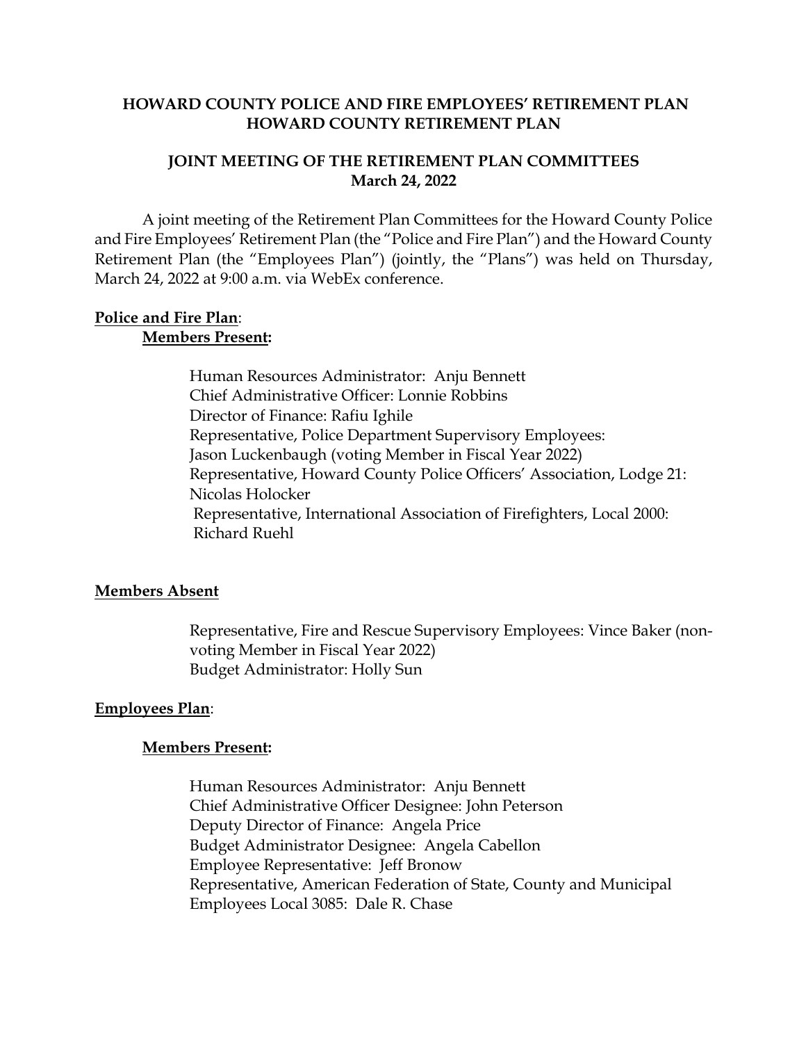**HOWARD COUNTY POLICE AND FIRE EMPLOYEES' RETIREMENT PLAN**
**HOWARD COUNTY RETIREMENT PLAN**

**JOINT MEETING OF THE RETIREMENT PLAN COMMITTEES**
**March 24, 2022**

A joint meeting of the Retirement Plan Committees for the Howard County Police and Fire Employees' Retirement Plan (the "Police and Fire Plan") and the Howard County Retirement Plan (the "Employees Plan") (jointly, the "Plans") was held on Thursday, March 24, 2022 at 9:00 a.m. via WebEx conference.

**Police and Fire Plan**:

**Members Present:**

Human Resources Administrator: Anju Bennett
Chief Administrative Officer: Lonnie Robbins
Director of Finance: Rafiu Ighile
Representative, Police Department Supervisory Employees:
Jason Luckenbaugh (voting Member in Fiscal Year 2022)
Representative, Howard County Police Officers' Association, Lodge 21:
Nicolas Holocker
Representative, International Association of Firefighters, Local 2000:
Richard Ruehl

**Members Absent**

Representative, Fire and Rescue Supervisory Employees: Vince Baker (non-voting Member in Fiscal Year 2022)
Budget Administrator: Holly Sun

**Employees Plan**:

**Members Present:**

Human Resources Administrator: Anju Bennett
Chief Administrative Officer Designee: John Peterson
Deputy Director of Finance: Angela Price
Budget Administrator Designee: Angela Cabellon
Employee Representative: Jeff Bronow
Representative, American Federation of State, County and Municipal Employees Local 3085: Dale R. Chase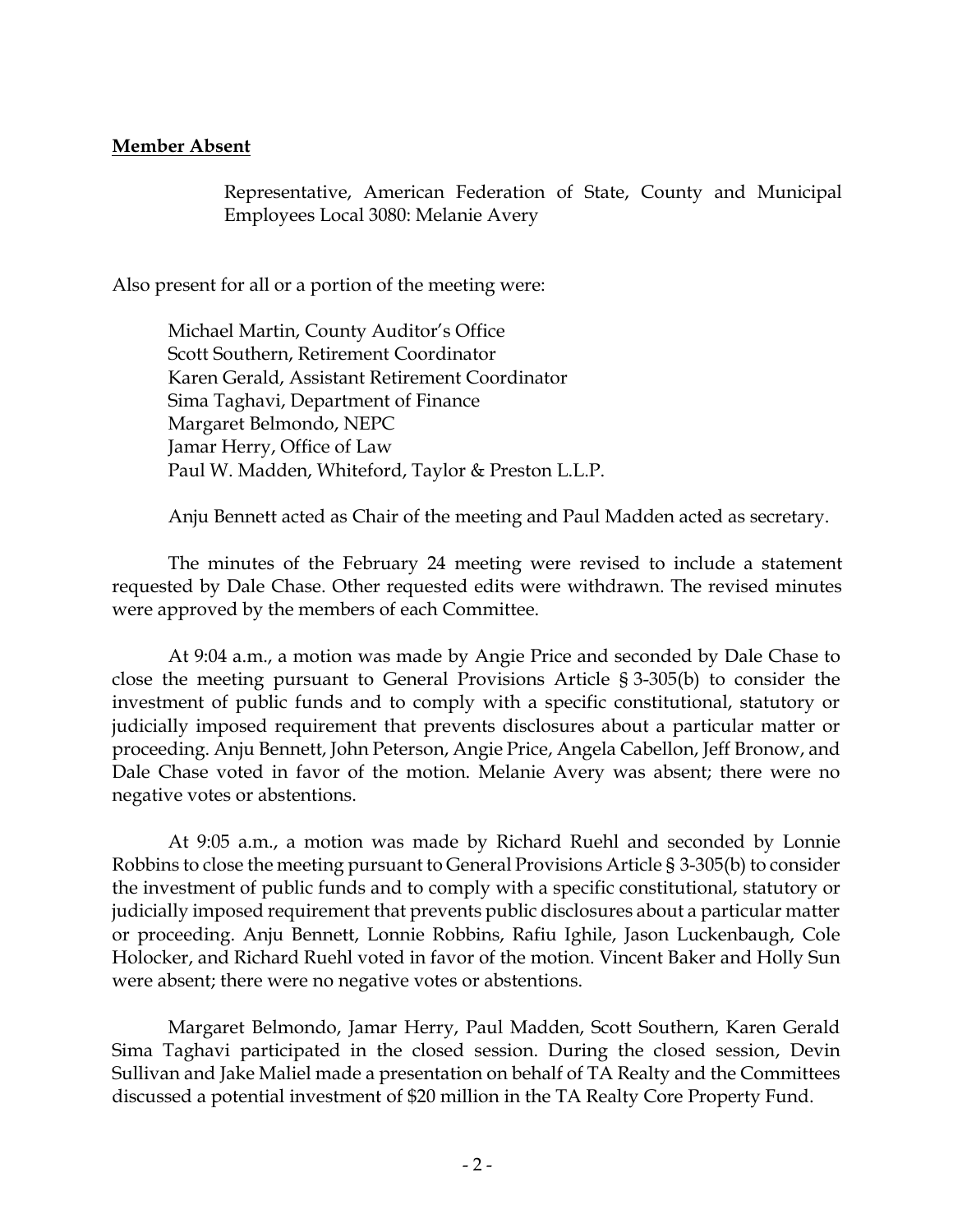**Member Absent**

Representative, American Federation of State, County and Municipal Employees Local 3080: Melanie Avery

Also present for all or a portion of the meeting were:

Michael Martin, County Auditor's Office
Scott Southern, Retirement Coordinator
Karen Gerald, Assistant Retirement Coordinator
Sima Taghavi, Department of Finance
Margaret Belmondo, NEPC
Jamar Herry, Office of Law
Paul W. Madden, Whiteford, Taylor & Preston L.L.P.

Anju Bennett acted as Chair of the meeting and Paul Madden acted as secretary.

The minutes of the February 24 meeting were revised to include a statement requested by Dale Chase. Other requested edits were withdrawn. The revised minutes were approved by the members of each Committee.

At 9:04 a.m., a motion was made by Angie Price and seconded by Dale Chase to close the meeting pursuant to General Provisions Article § 3-305(b) to consider the investment of public funds and to comply with a specific constitutional, statutory or judicially imposed requirement that prevents disclosures about a particular matter or proceeding. Anju Bennett, John Peterson, Angie Price, Angela Cabellon, Jeff Bronow, and Dale Chase voted in favor of the motion. Melanie Avery was absent; there were no negative votes or abstentions.

At 9:05 a.m., a motion was made by Richard Ruehl and seconded by Lonnie Robbins to close the meeting pursuant to General Provisions Article § 3-305(b) to consider the investment of public funds and to comply with a specific constitutional, statutory or judicially imposed requirement that prevents public disclosures about a particular matter or proceeding. Anju Bennett, Lonnie Robbins, Rafiu Ighile, Jason Luckenbaugh, Cole Holocker, and Richard Ruehl voted in favor of the motion. Vincent Baker and Holly Sun were absent; there were no negative votes or abstentions.

Margaret Belmondo, Jamar Herry, Paul Madden, Scott Southern, Karen Gerald Sima Taghavi participated in the closed session. During the closed session, Devin Sullivan and Jake Maliel made a presentation on behalf of TA Realty and the Committees discussed a potential investment of $20 million in the TA Realty Core Property Fund.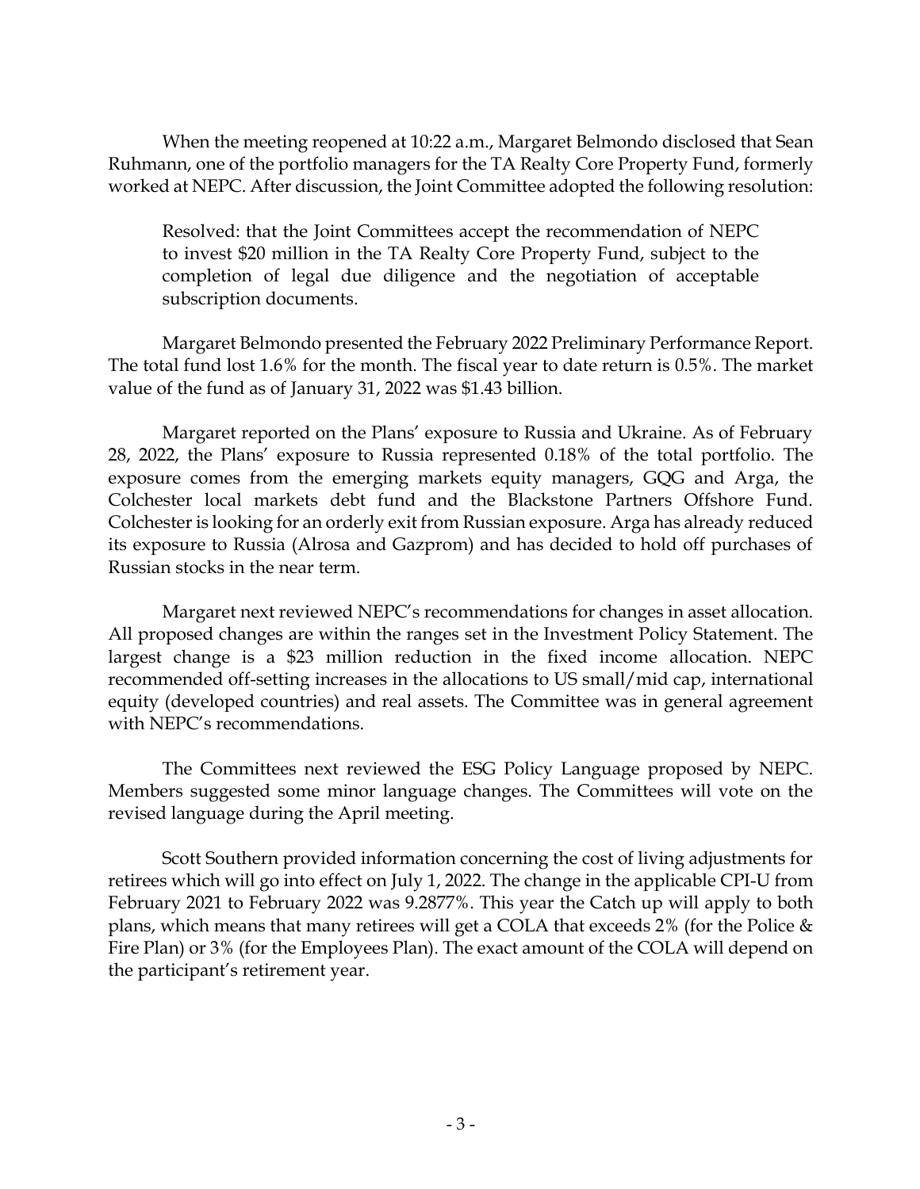When the meeting reopened at 10:22 a.m., Margaret Belmondo disclosed that Sean Ruhmann, one of the portfolio managers for the TA Realty Core Property Fund, formerly worked at NEPC. After discussion, the Joint Committee adopted the following resolution:

> Resolved: that the Joint Committees accept the recommendation of NEPC to invest $20 million in the TA Realty Core Property Fund, subject to the completion of legal due diligence and the negotiation of acceptable subscription documents.

Margaret Belmondo presented the February 2022 Preliminary Performance Report. The total fund lost 1.6% for the month. The fiscal year to date return is 0.5%. The market value of the fund as of January 31, 2022 was $1.43 billion.

Margaret reported on the Plans' exposure to Russia and Ukraine. As of February 28, 2022, the Plans' exposure to Russia represented 0.18% of the total portfolio. The exposure comes from the emerging markets equity managers, GQG and Arga, the Colchester local markets debt fund and the Blackstone Partners Offshore Fund. Colchester is looking for an orderly exit from Russian exposure. Arga has already reduced its exposure to Russia (Alrosa and Gazprom) and has decided to hold off purchases of Russian stocks in the near term.

Margaret next reviewed NEPC's recommendations for changes in asset allocation. All proposed changes are within the ranges set in the Investment Policy Statement. The largest change is a $23 million reduction in the fixed income allocation. NEPC recommended off-setting increases in the allocations to US small/mid cap, international equity (developed countries) and real assets. The Committee was in general agreement with NEPC's recommendations.

The Committees next reviewed the ESG Policy Language proposed by NEPC. Members suggested some minor language changes. The Committees will vote on the revised language during the April meeting.

Scott Southern provided information concerning the cost of living adjustments for retirees which will go into effect on July 1, 2022. The change in the applicable CPI-U from February 2021 to February 2022 was 9.2877%. This year the Catch up will apply to both plans, which means that many retirees will get a COLA that exceeds 2% (for the Police & Fire Plan) or 3% (for the Employees Plan). The exact amount of the COLA will depend on the participant's retirement year.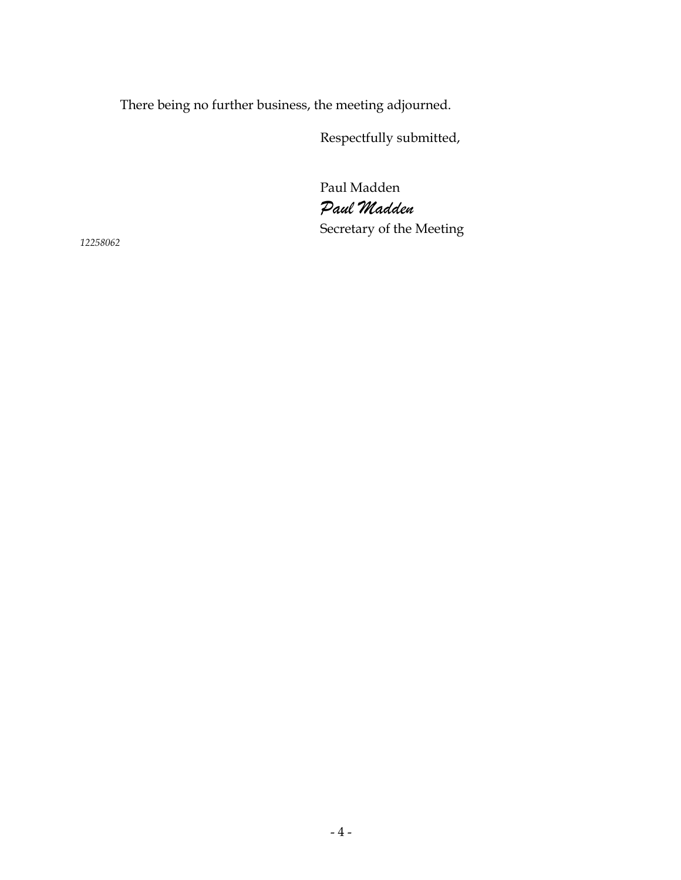There being no further business, the meeting adjourned.

Respectfully submitted,

Paul Madden

*Paul Madden*

Secretary of the Meeting

*12258062*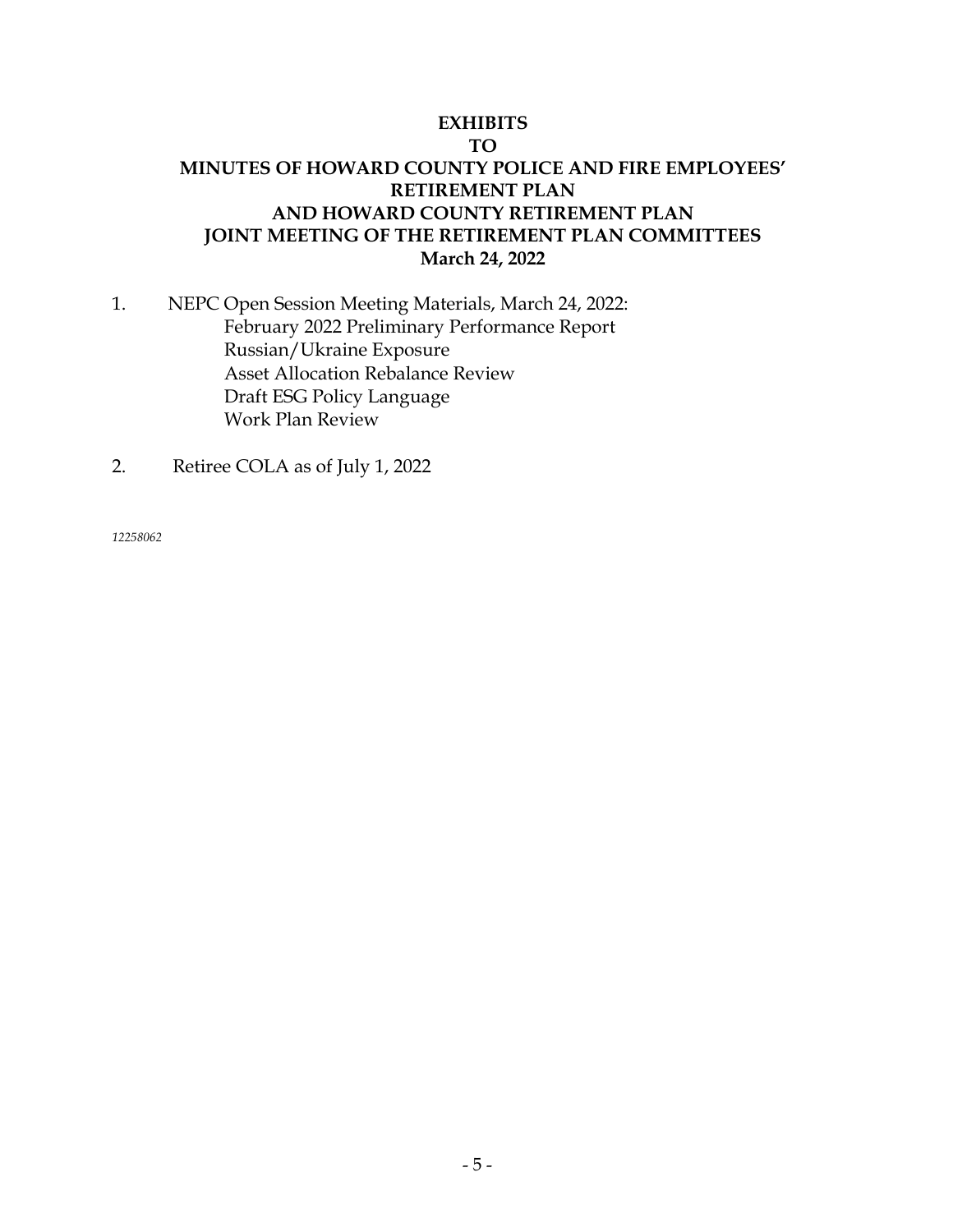**EXHIBITS**

**TO**

**MINUTES OF HOWARD COUNTY POLICE AND FIRE EMPLOYEES' RETIREMENT PLAN AND HOWARD COUNTY RETIREMENT PLAN JOINT MEETING OF THE RETIREMENT PLAN COMMITTEES**

**March 24, 2022**

1. NEPC Open Session Meeting Materials, March 24, 2022:
   - February 2022 Preliminary Performance Report
   - Russian/Ukraine Exposure
   - Asset Allocation Rebalance Review
   - Draft ESG Policy Language
   - Work Plan Review

2. Retiree COLA as of July 1, 2022

*12258062*